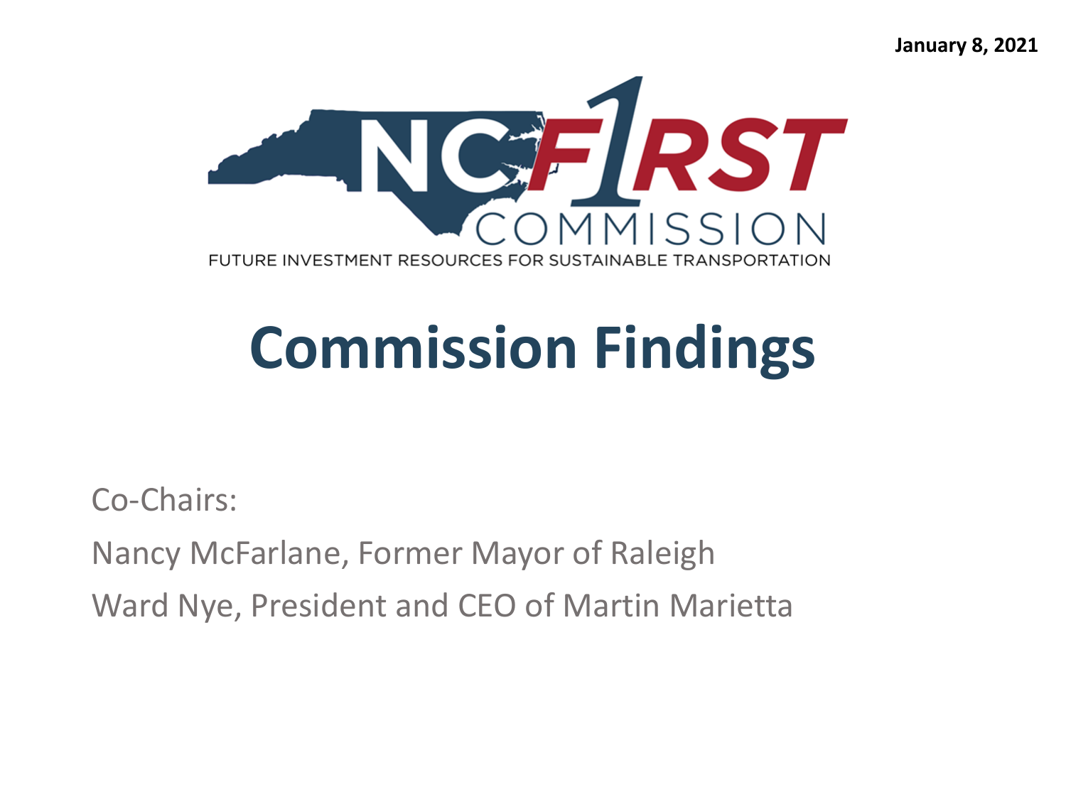January 8, 2021

NC F1RST COMMISSION

FUTURE INVESTMENT RESOURCES FOR SUSTAINABLE TRANSPORTATION

# Commission Findings

Co-Chairs:

Nancy McFarlane, Former Mayor of Raleigh

Ward Nye, President and CEO of Martin Marietta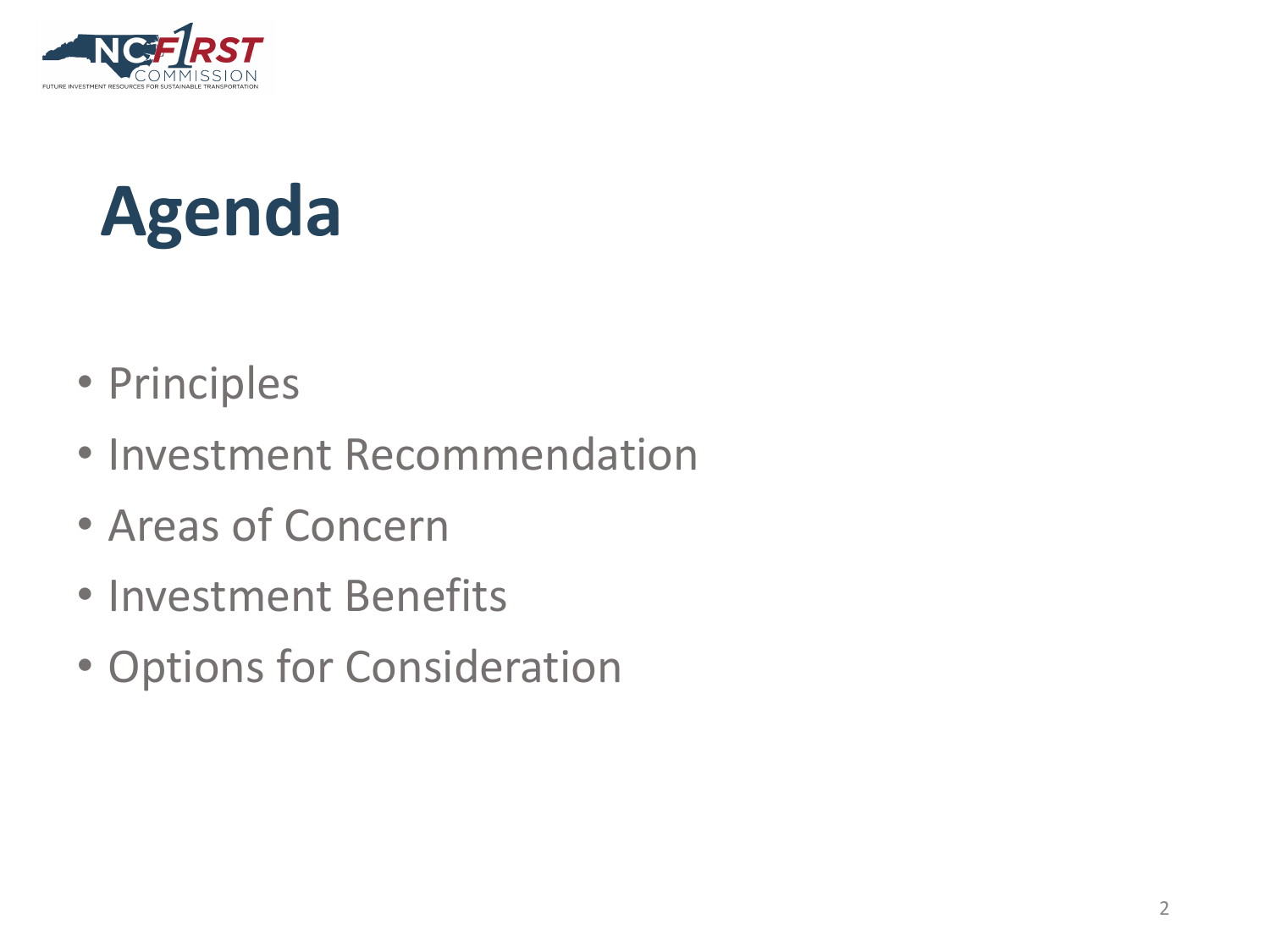# Agenda

- Principles
- Investment Recommendation
- Areas of Concern
- Investment Benefits
- Options for Consideration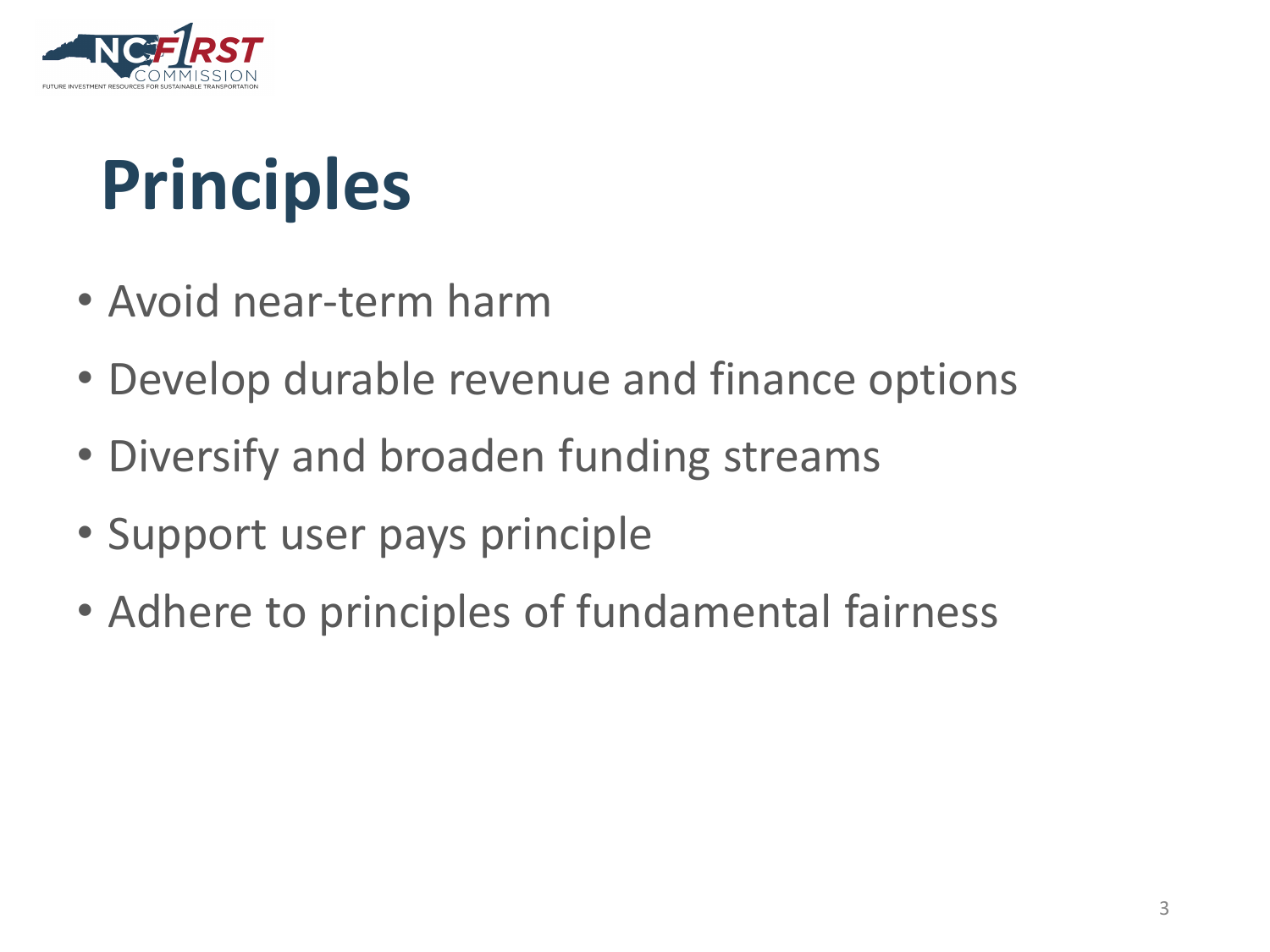# Principles

- Avoid near-term harm
- Develop durable revenue and finance options
- Diversify and broaden funding streams
- Support user pays principle
- Adhere to principles of fundamental fairness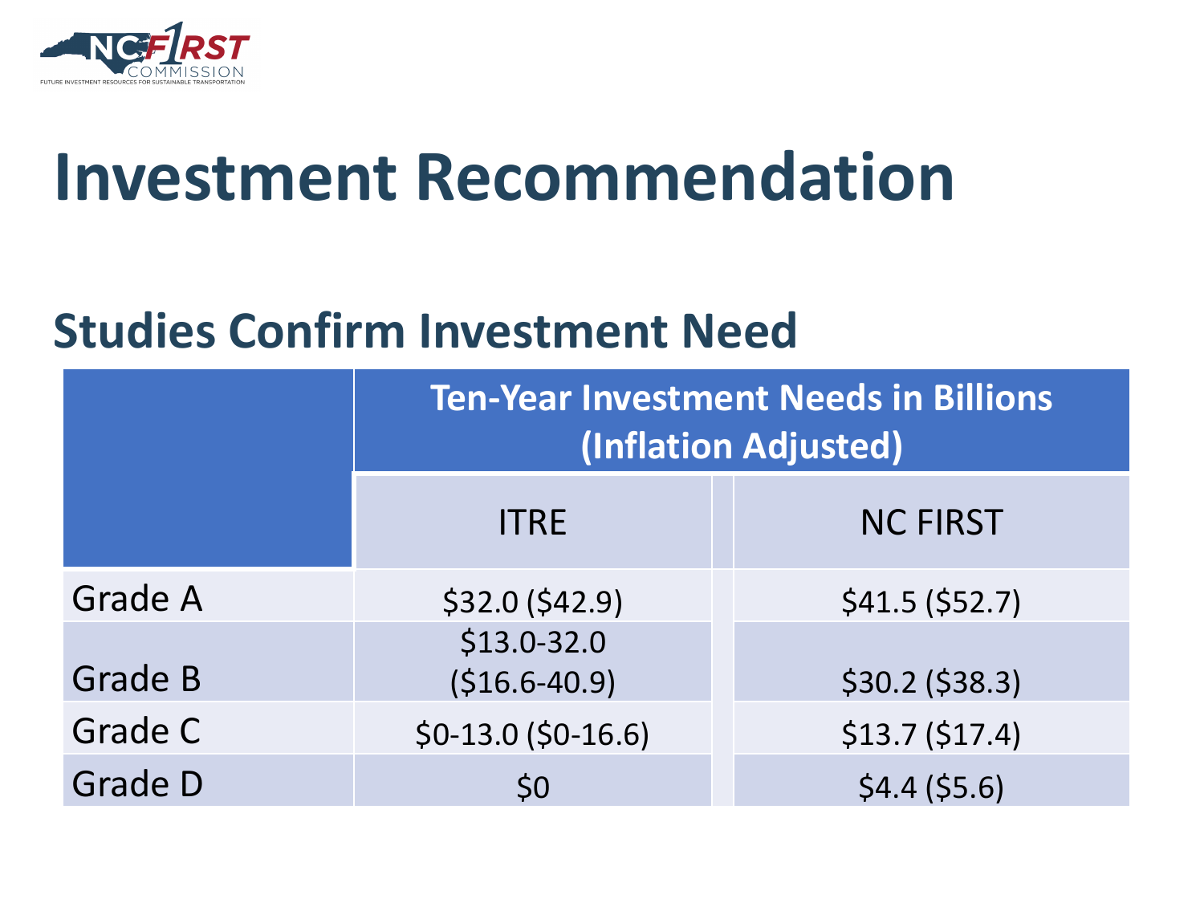# Investment Recommendation

## Studies Confirm Investment Need

| | Ten-Year Investment Needs in Billions (Inflation Adjusted) | |
|---|---|---|
| | ITRE | NC FIRST |
| Grade A | $32.0 ($42.9) | $41.5 ($52.7) |
| Grade B | $13.0-32.0 ($16.6-40.9) | $30.2 ($38.3) |
| Grade C | $0-13.0 ($0-16.6) | $13.7 ($17.4) |
| Grade D | $0 | $4.4 ($5.6) |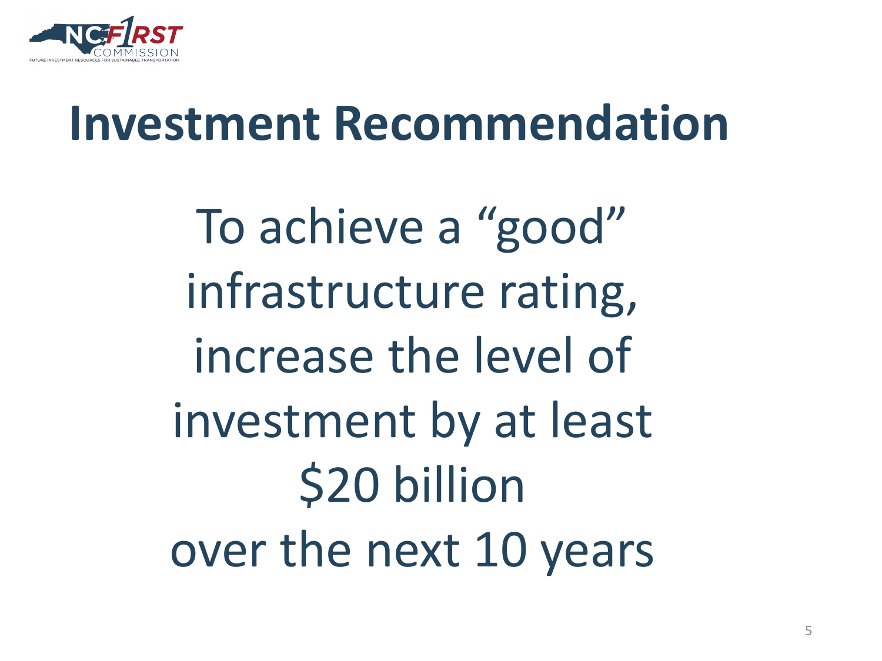# Investment Recommendation

To achieve a “good” infrastructure rating, increase the level of investment by at least $20 billion over the next 10 years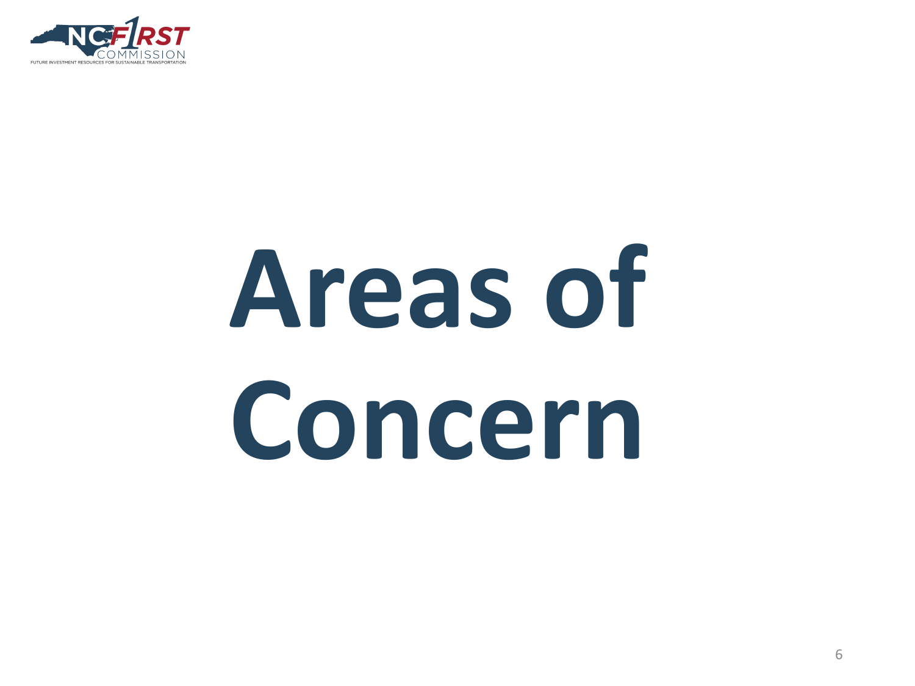# Areas of Concern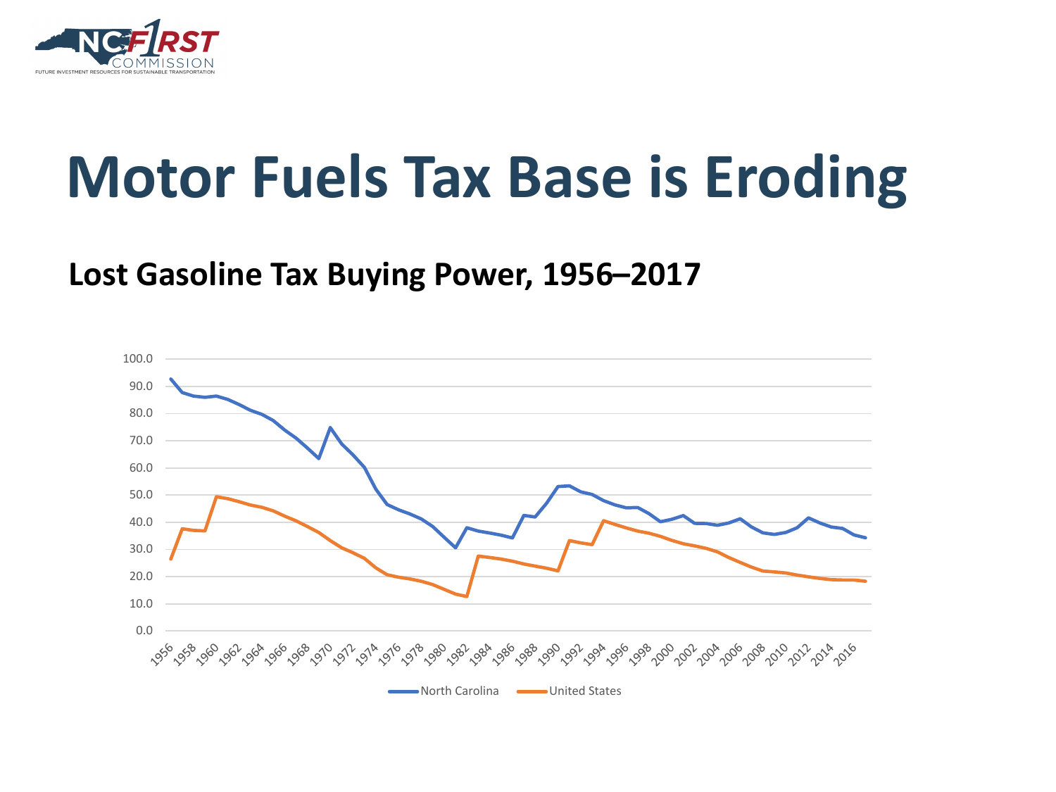# Motor Fuels Tax Base is Eroding

## Lost Gasoline Tax Buying Power, 1956–2017

North Carolina    United States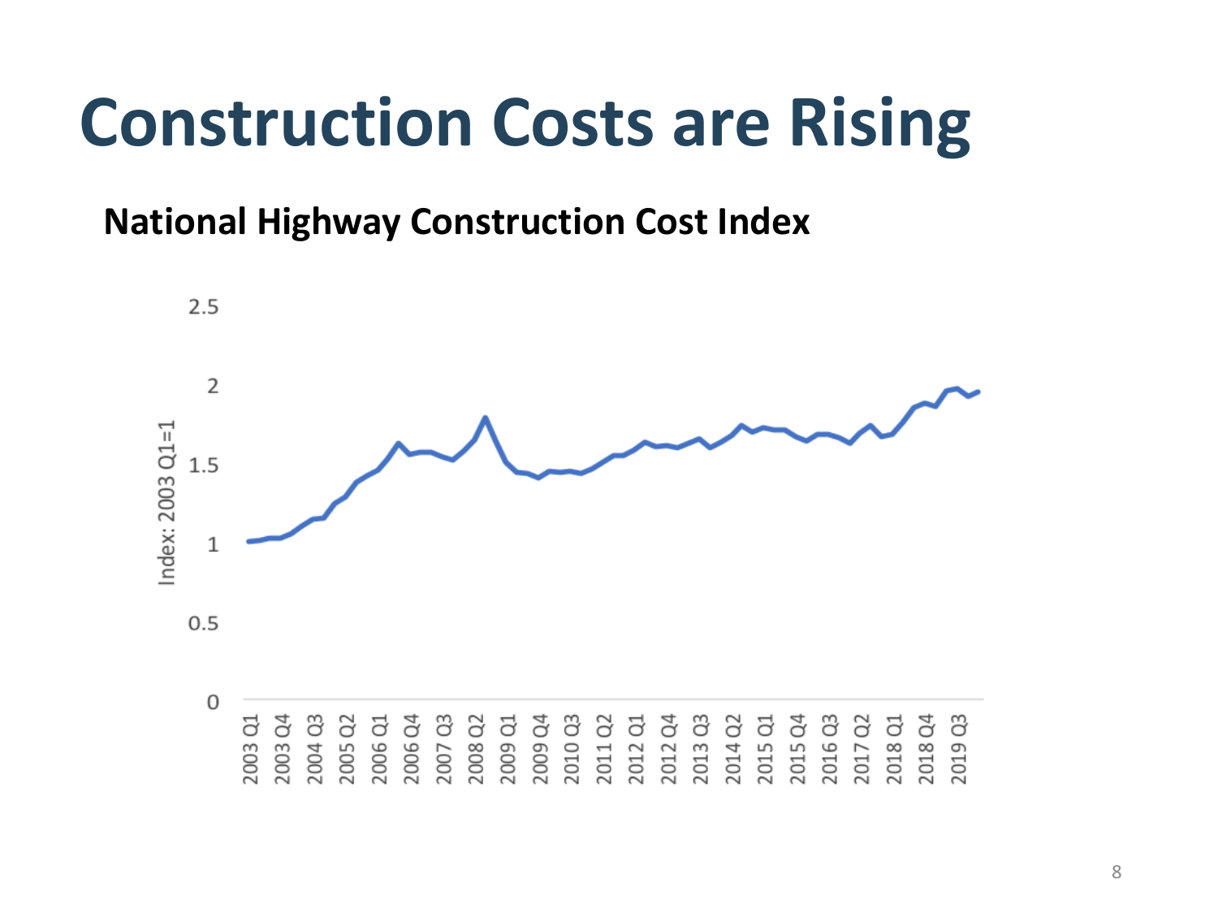# Construction Costs are Rising

**National Highway Construction Cost Index**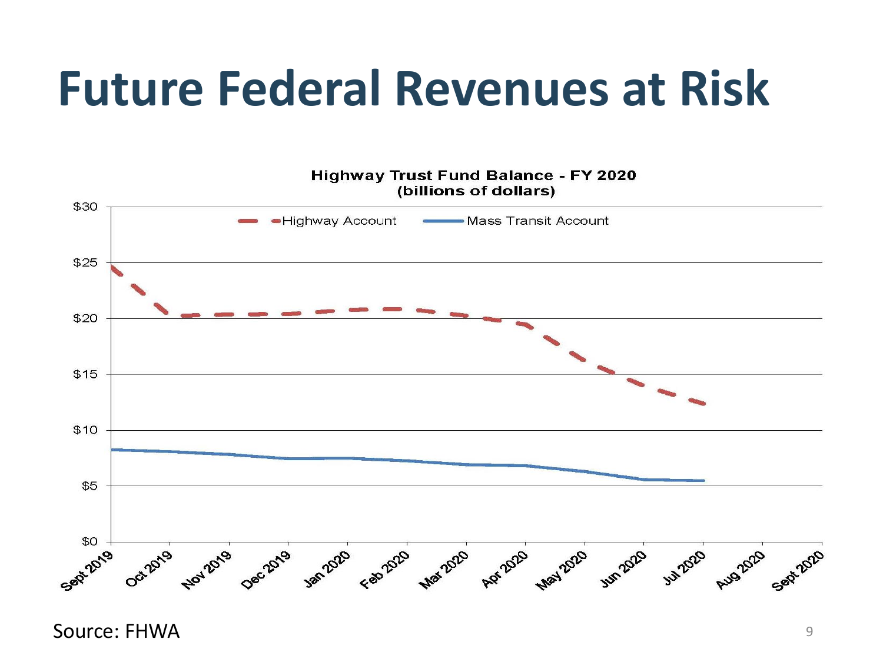# Future Federal Revenues at Risk

Highway Trust Fund Balance - FY 2020
(billions of dollars)

Source: FHWA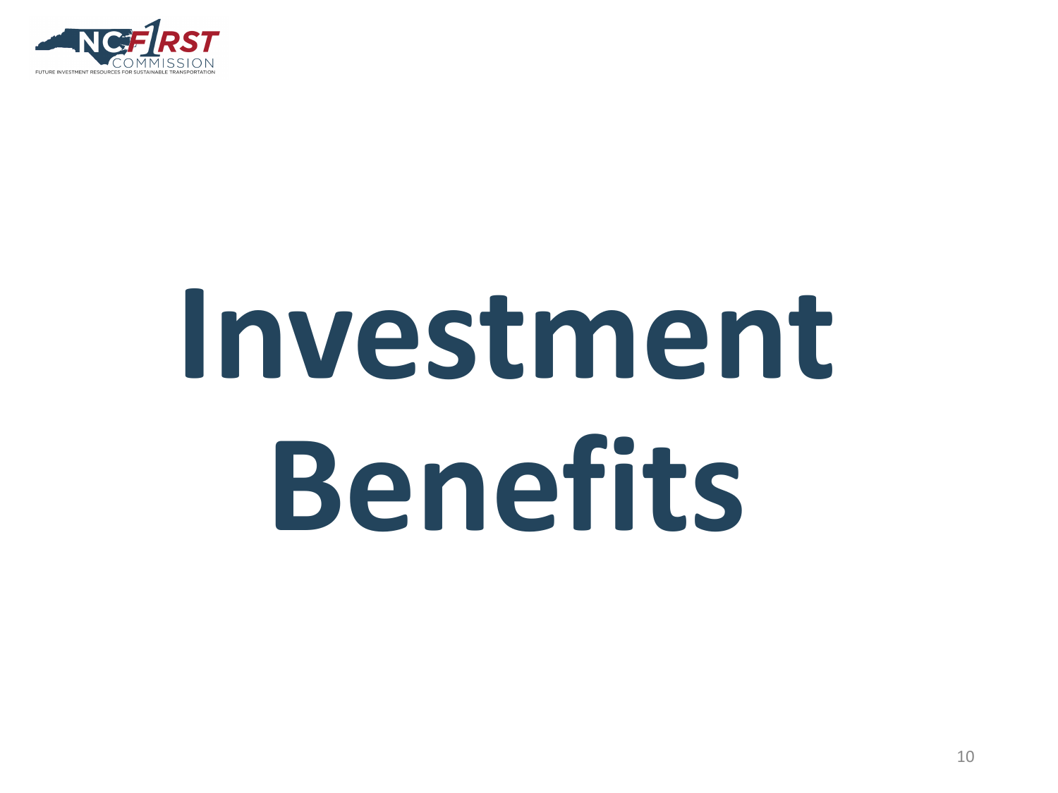# Investment Benefits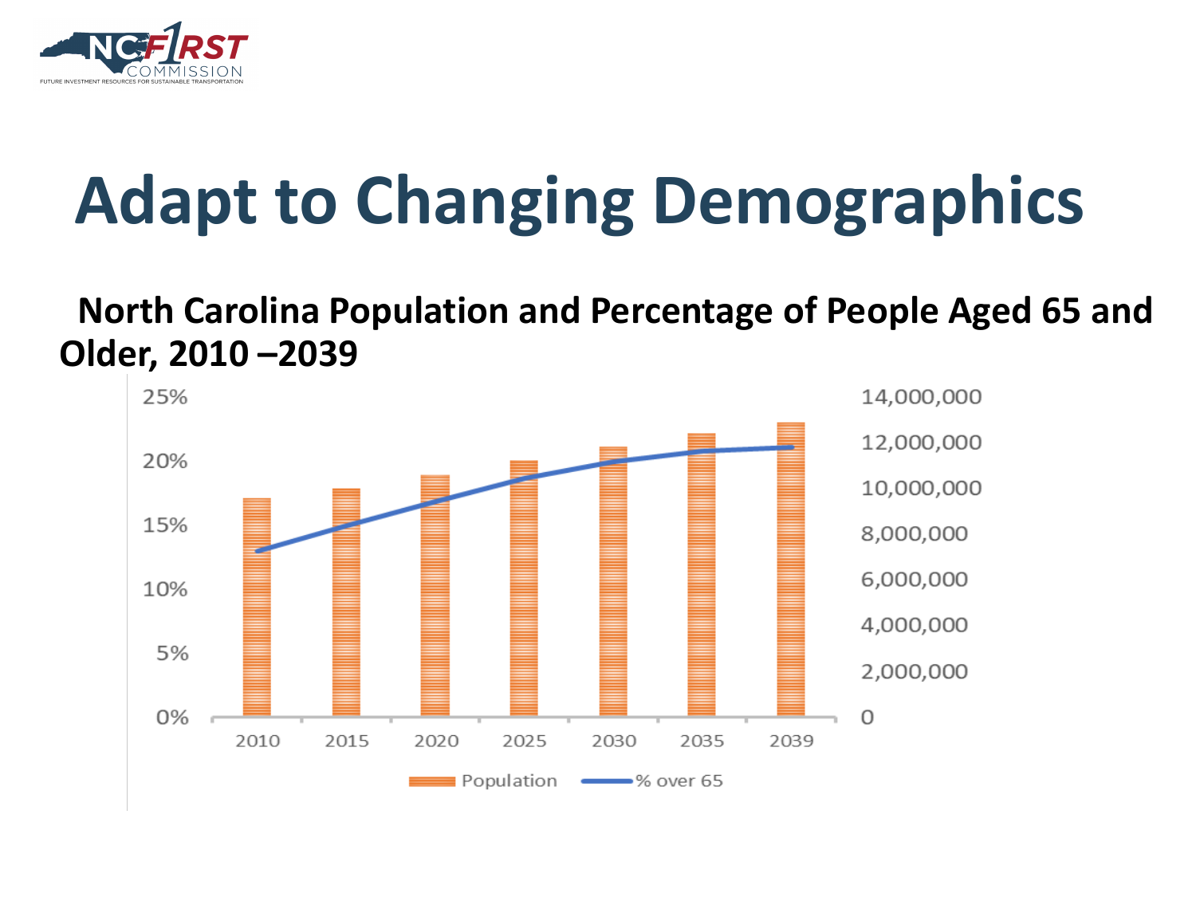# Adapt to Changing Demographics

**North Carolina Population and Percentage of People Aged 65 and Older, 2010 –2039**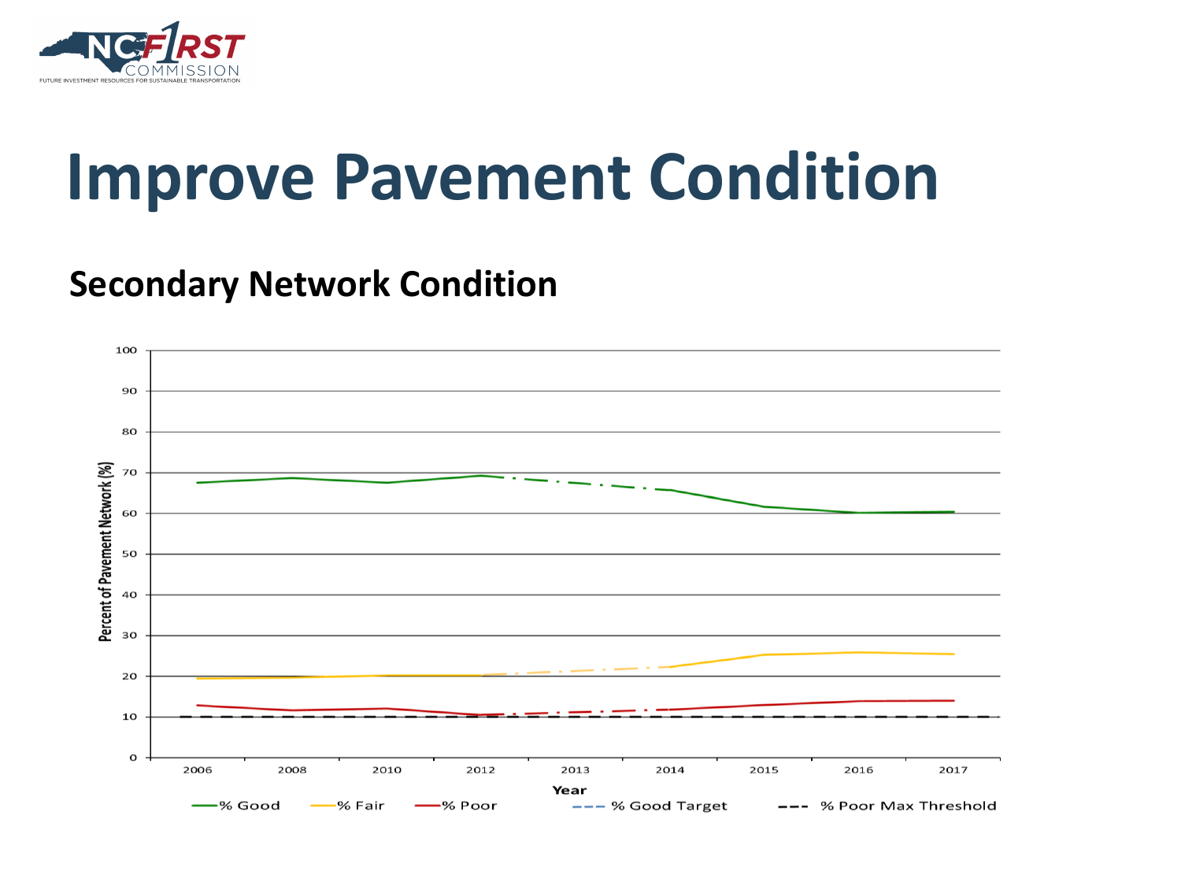# Improve Pavement Condition

## Secondary Network Condition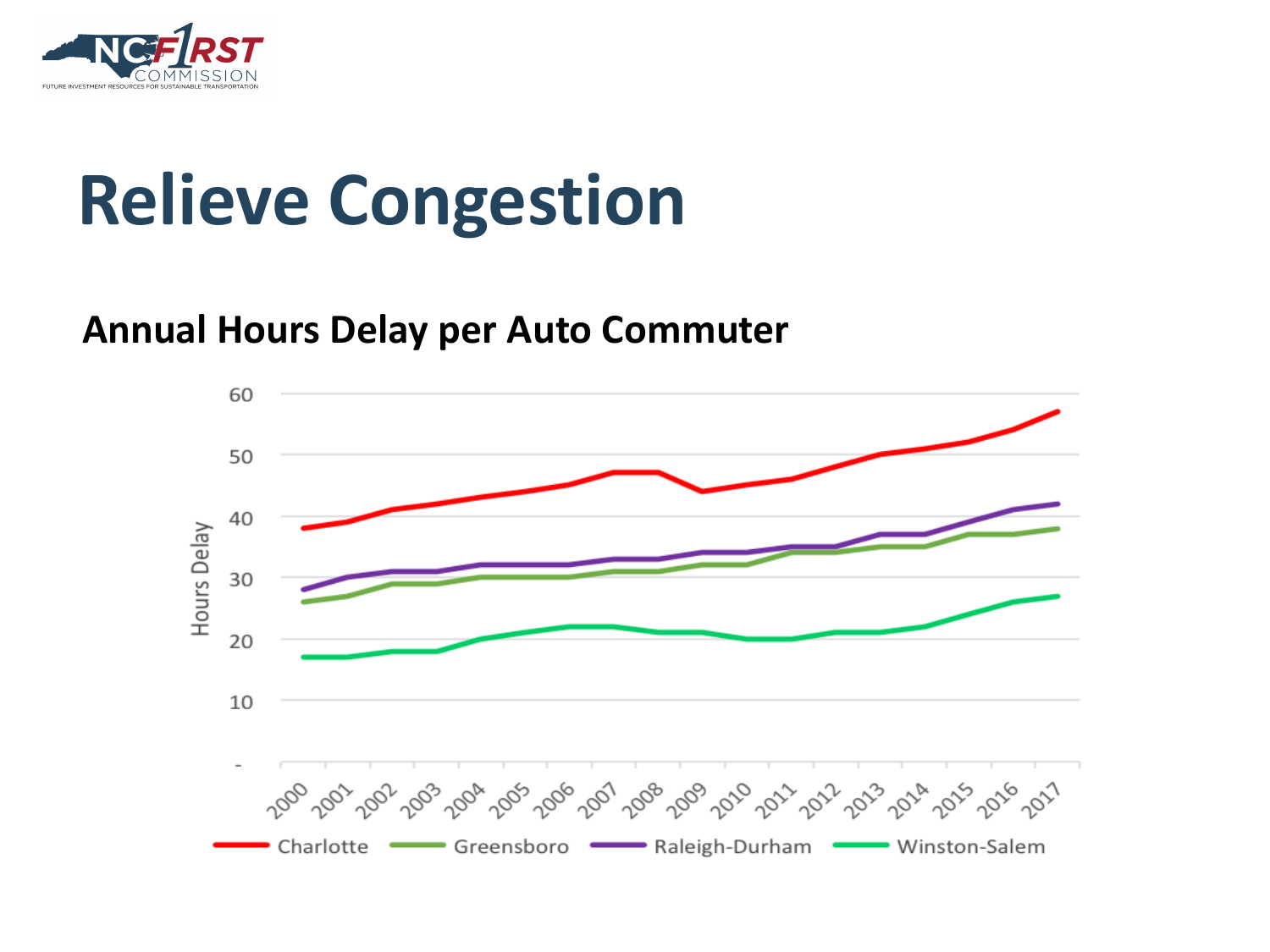# Relieve Congestion

**Annual Hours Delay per Auto Commuter**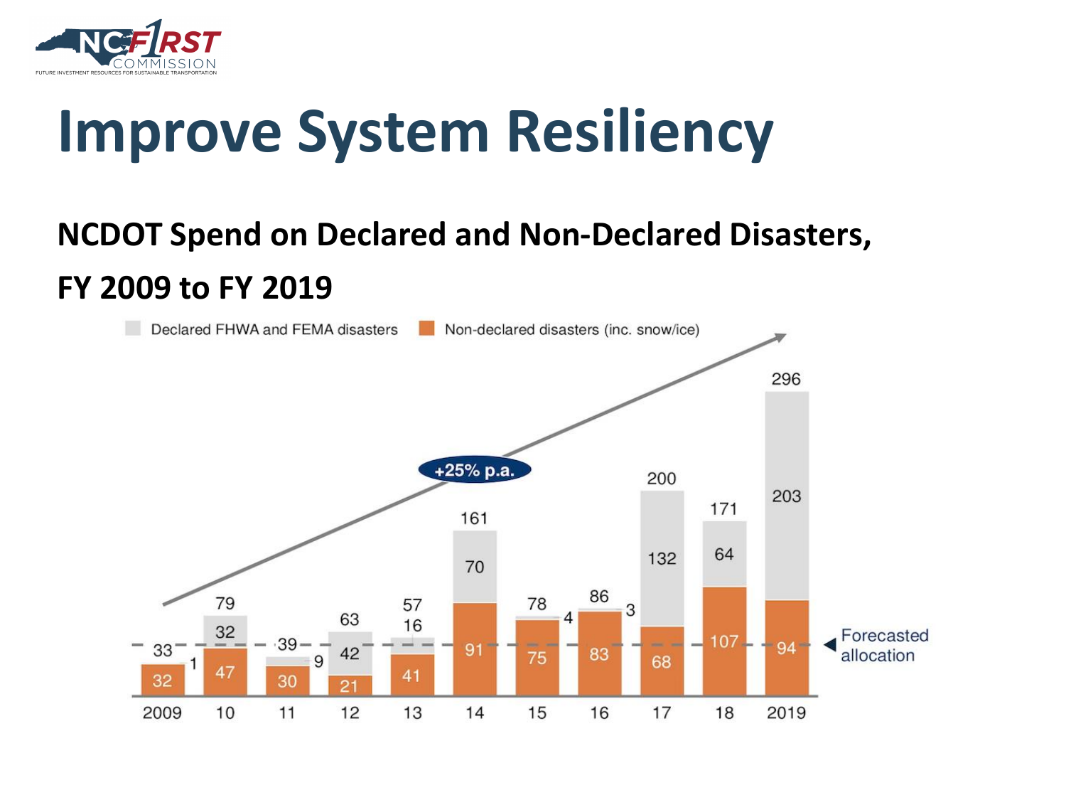# Improve System Resiliency

**NCDOT Spend on Declared and Non-Declared Disasters, FY 2009 to FY 2019**

| FY | Declared FHWA and FEMA disasters | Non-declared disasters (inc. snow/ice) | Total |
| --- | --- | --- | --- |
| 2009 | 1 | 32 | 33 |
| 10 | 32 | 47 | 79 |
| 11 | 9 | 30 | 39 |
| 12 | 42 | 21 | 63 |
| 13 | 16 | 41 | 57 |
| 14 | 70 | 91 | 161 |
| 15 | 4 | 75 | 78 |
| 16 | 3 | 83 | 86 |
| 17 | 132 | 68 | 200 |
| 18 | 64 | 107 | 171 |
| 2019 | 203 | 94 | 296 |

+25% p.a.

Forecasted allocation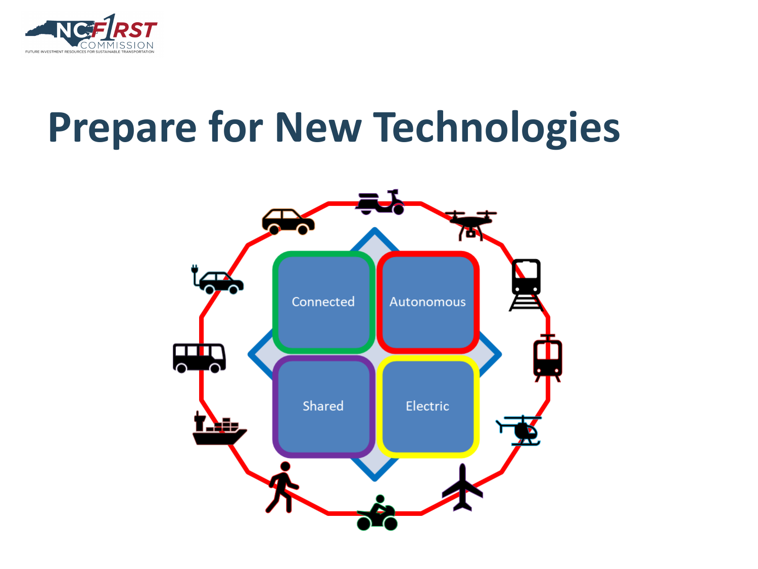# Prepare for New Technologies

Connected

Autonomous

Shared

Electric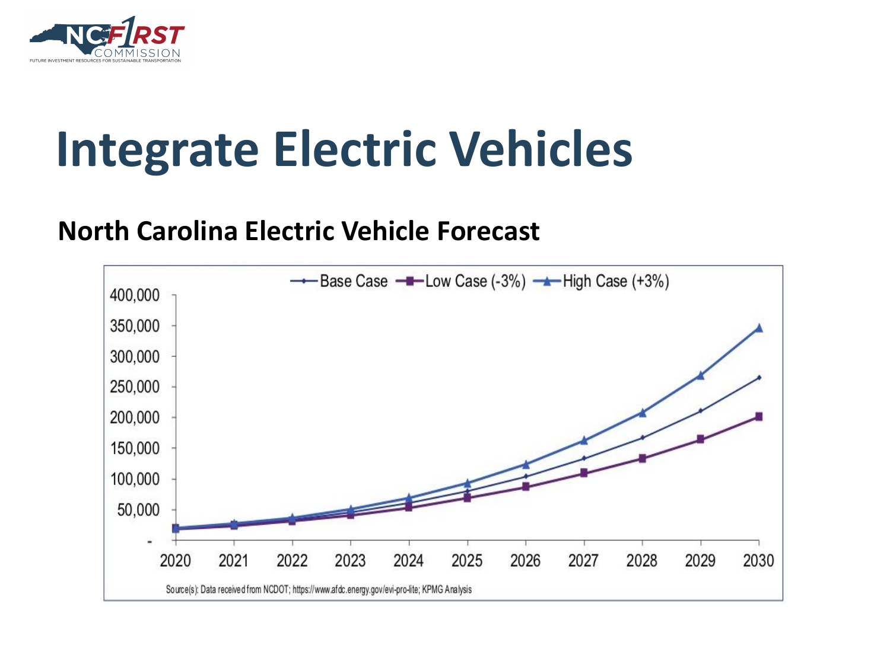# Integrate Electric Vehicles

**North Carolina Electric Vehicle Forecast**

Base Case | Low Case (-3%) | High Case (+3%)

Source(s): Data received from NCDOT; https://www.afdc.energy.gov/evi-pro-lite; KPMG Analysis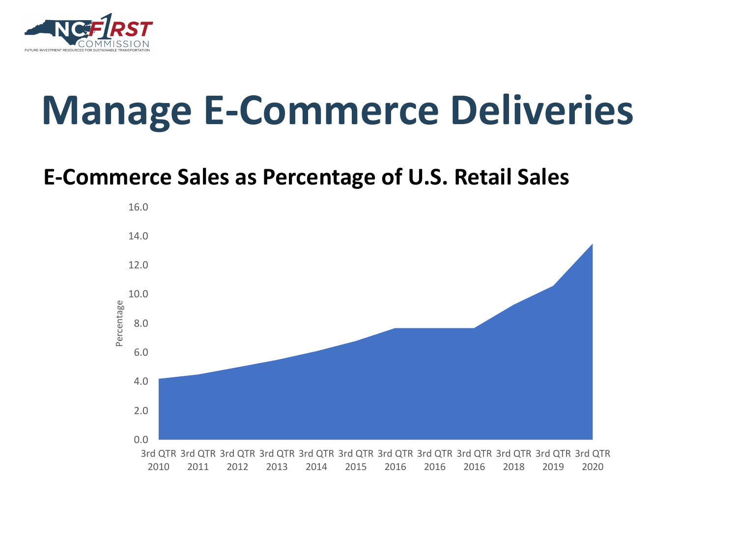# Manage E-Commerce Deliveries

## E-Commerce Sales as Percentage of U.S. Retail Sales

Percentage

16.0
14.0
12.0
10.0
8.0
6.0
4.0
2.0
0.0

3rd QTR 2010 | 3rd QTR 2011 | 3rd QTR 2012 | 3rd QTR 2013 | 3rd QTR 2014 | 3rd QTR 2015 | 3rd QTR 2016 | 3rd QTR 2016 | 3rd QTR 2016 | 3rd QTR 2018 | 3rd QTR 2019 | 3rd QTR 2020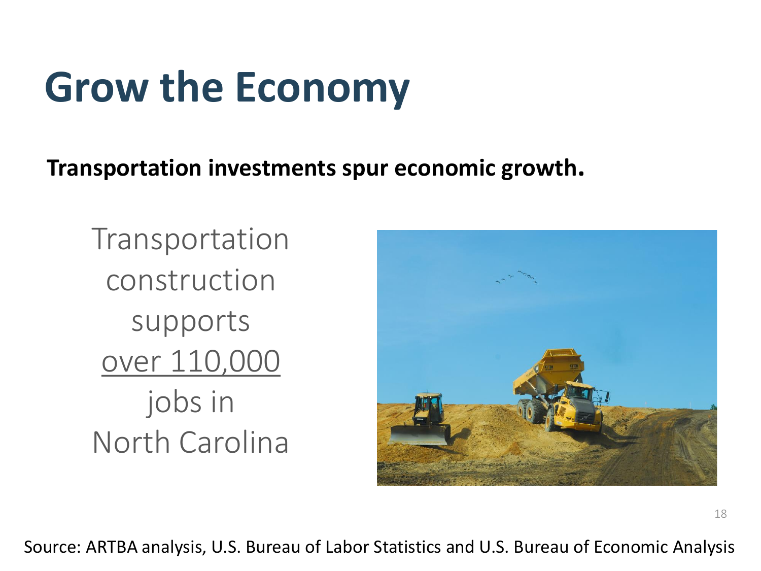# Grow the Economy

**Transportation investments spur economic growth.**

Transportation construction supports <u>over 110,000</u> jobs in North Carolina

Source: ARTBA analysis, U.S. Bureau of Labor Statistics and U.S. Bureau of Economic Analysis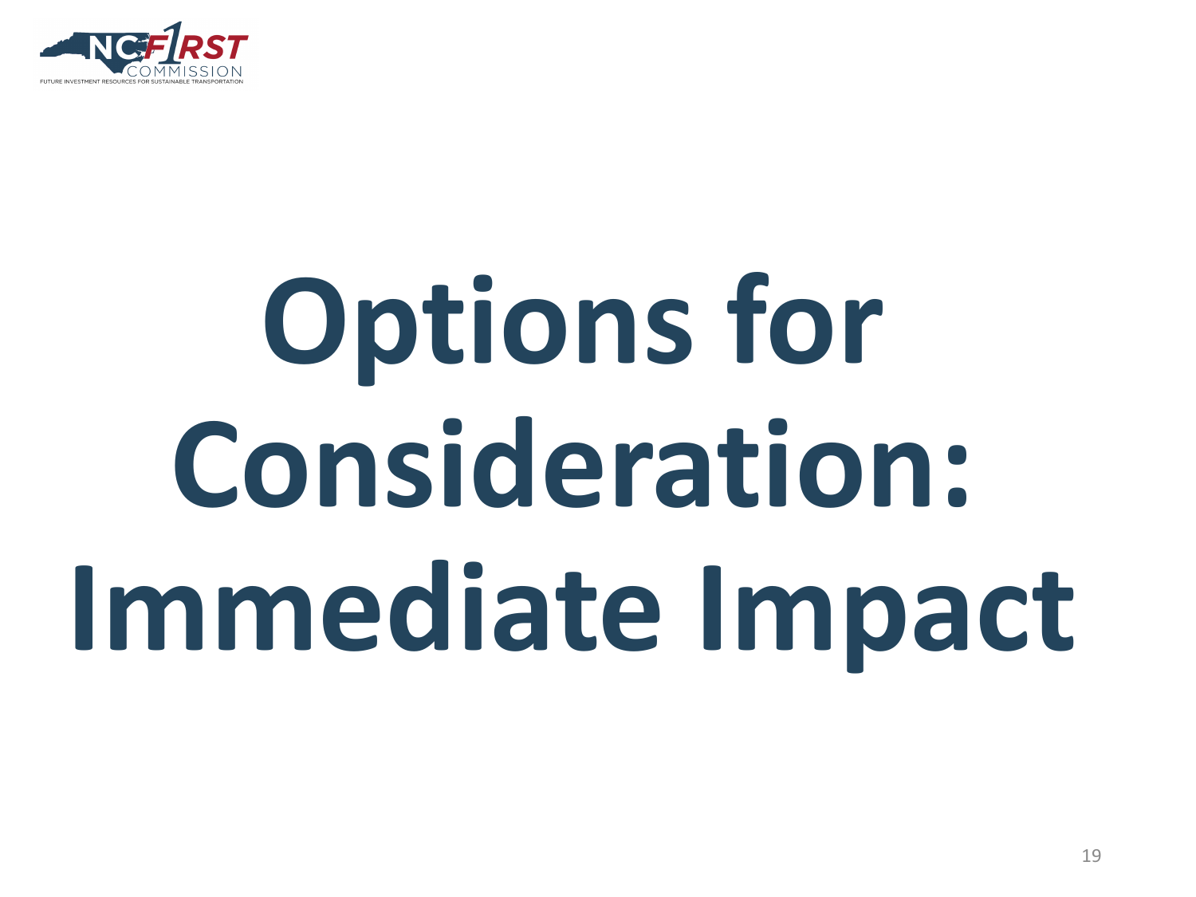# Options for Consideration: Immediate Impact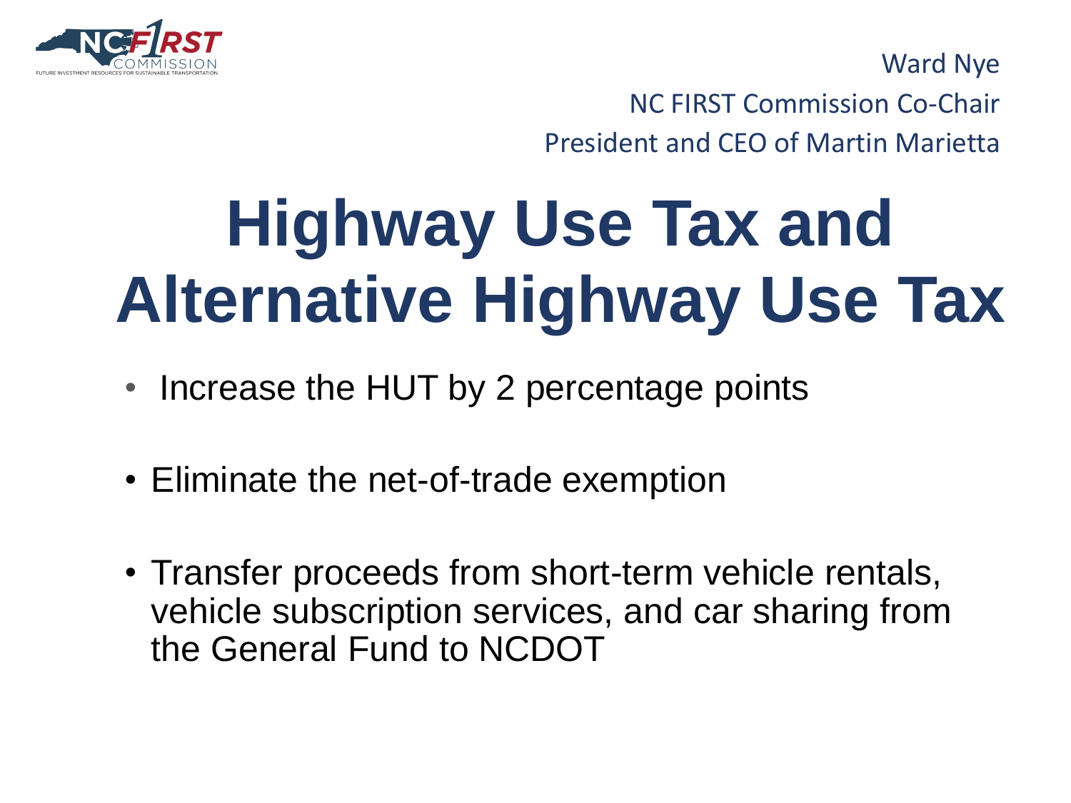Ward Nye

NC FIRST Commission Co-Chair

President and CEO of Martin Marietta

# Highway Use Tax and Alternative Highway Use Tax

- Increase the HUT by 2 percentage points
- Eliminate the net-of-trade exemption
- Transfer proceeds from short-term vehicle rentals, vehicle subscription services, and car sharing from the General Fund to NCDOT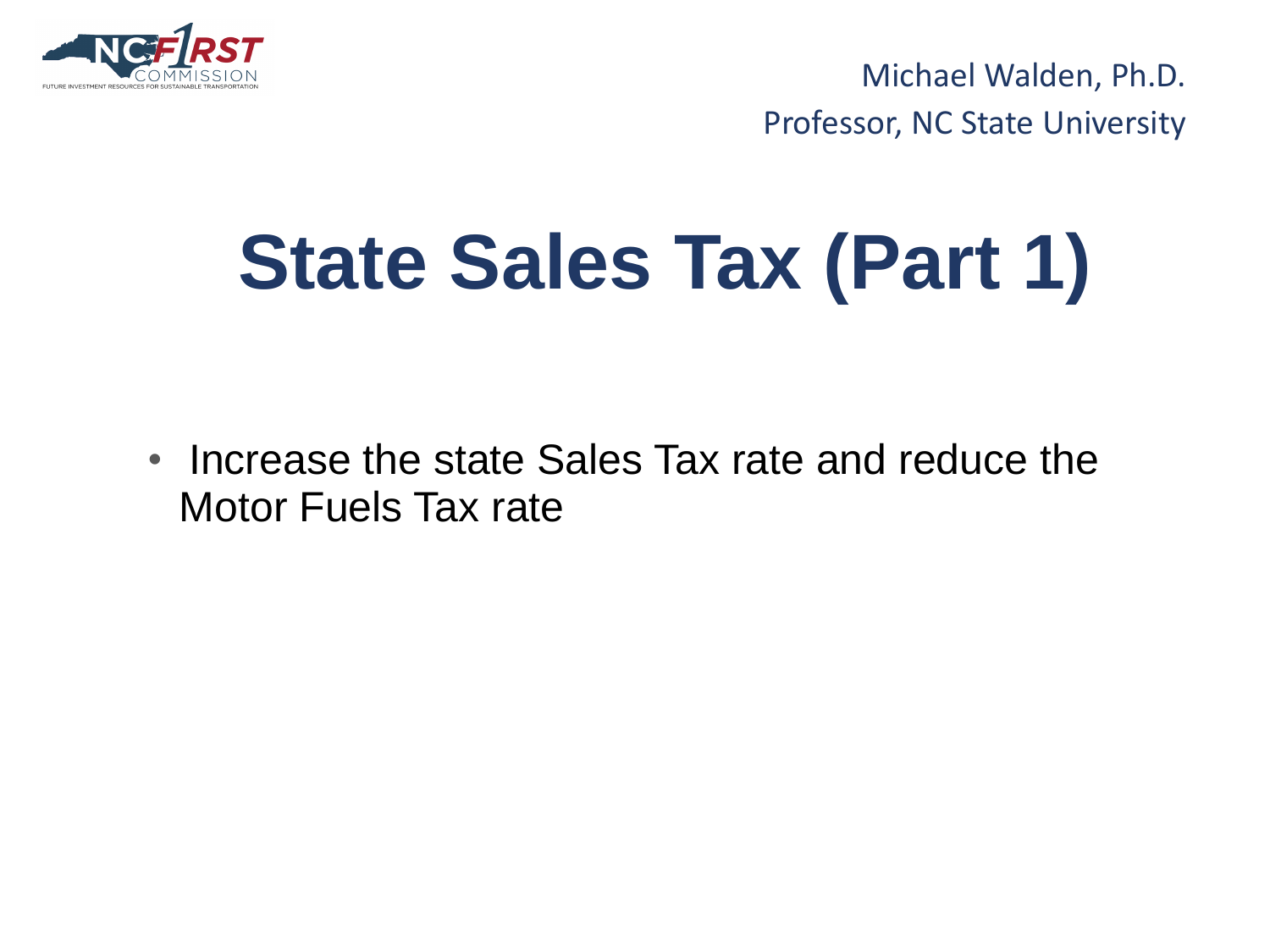Michael Walden, Ph.D.

Professor, NC State University

# State Sales Tax (Part 1)

- Increase the state Sales Tax rate and reduce the Motor Fuels Tax rate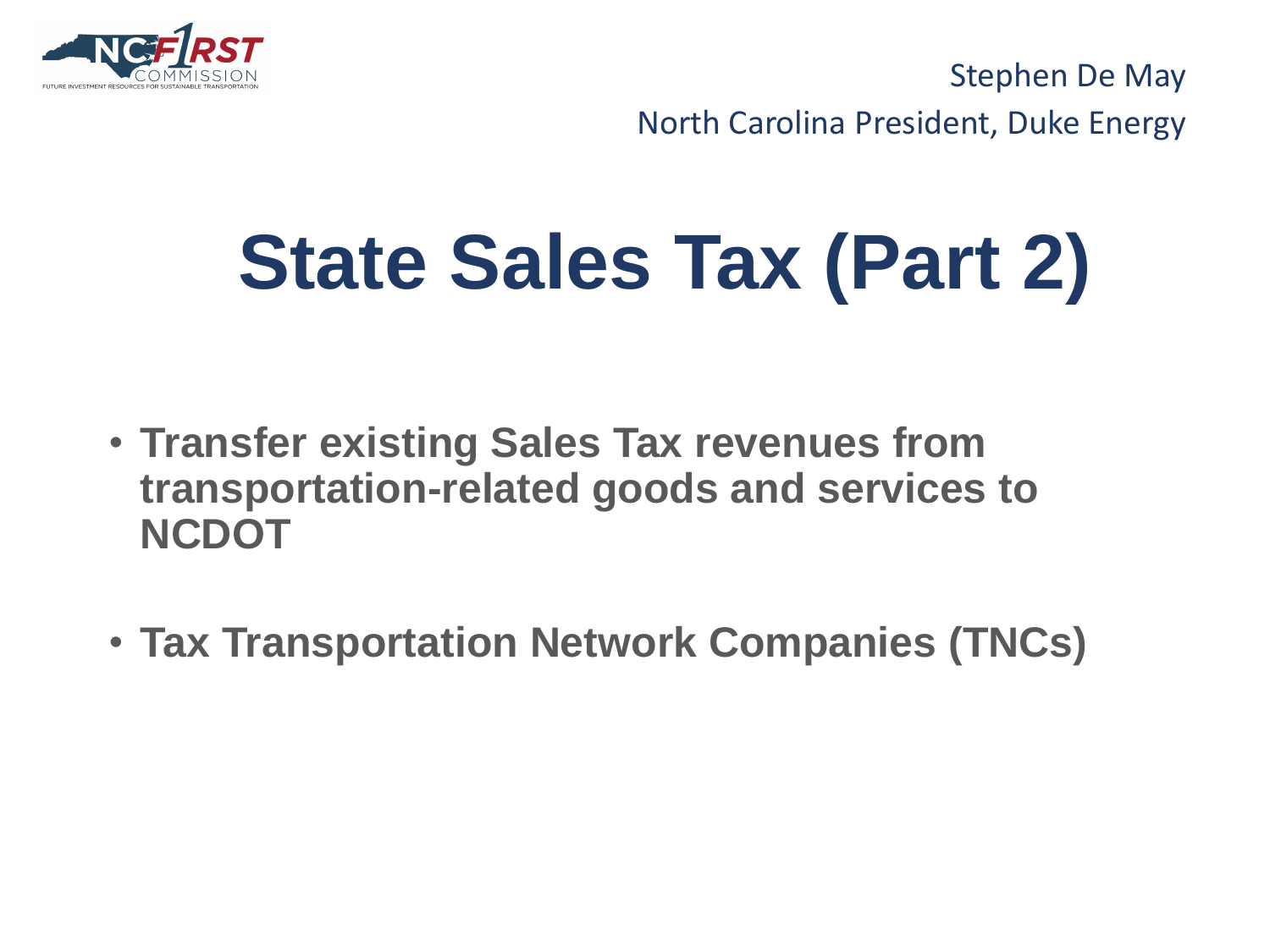Stephen De May

North Carolina President, Duke Energy

# State Sales Tax (Part 2)

- **Transfer existing Sales Tax revenues from transportation-related goods and services to NCDOT**
- **Tax Transportation Network Companies (TNCs)**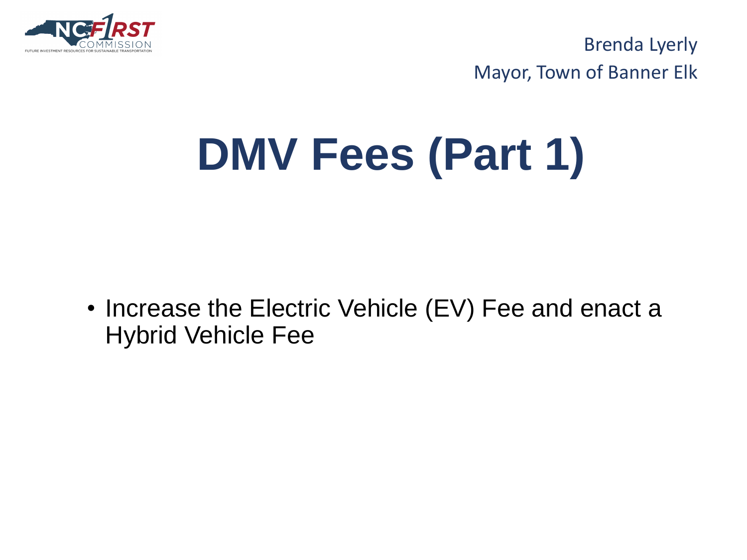Brenda Lyerly
Mayor, Town of Banner Elk

# DMV Fees (Part 1)

- Increase the Electric Vehicle (EV) Fee and enact a Hybrid Vehicle Fee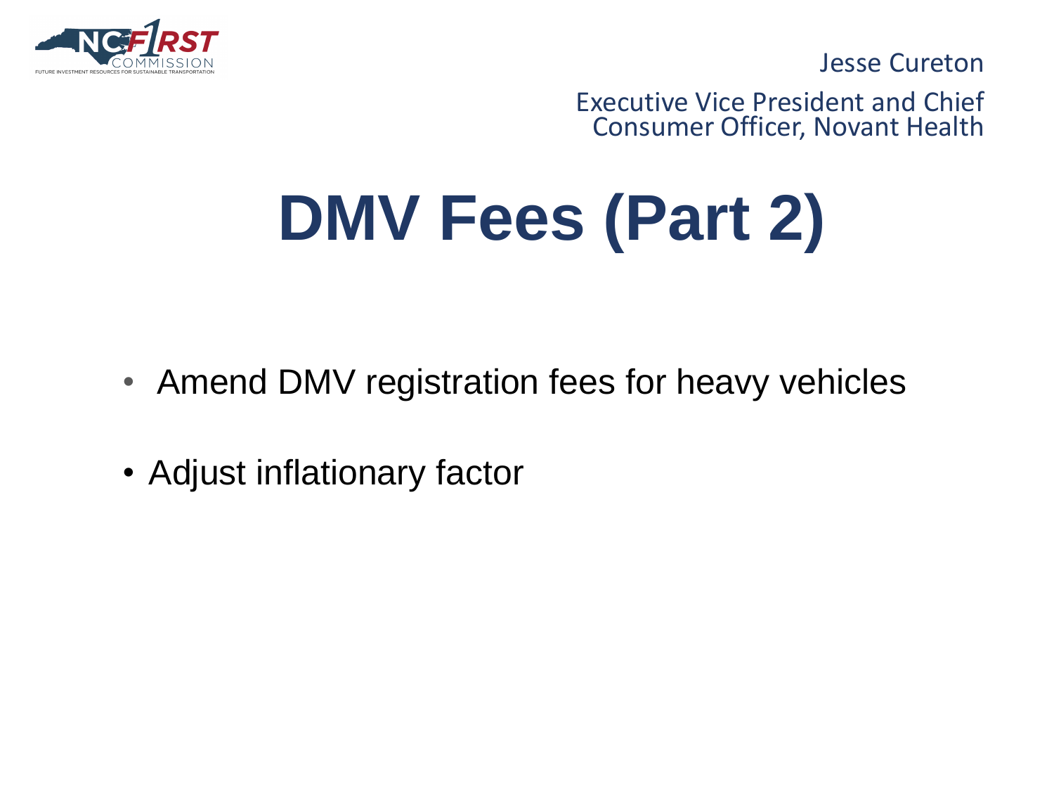Jesse Cureton

Executive Vice President and Chief Consumer Officer, Novant Health

# DMV Fees (Part 2)

- Amend DMV registration fees for heavy vehicles
- Adjust inflationary factor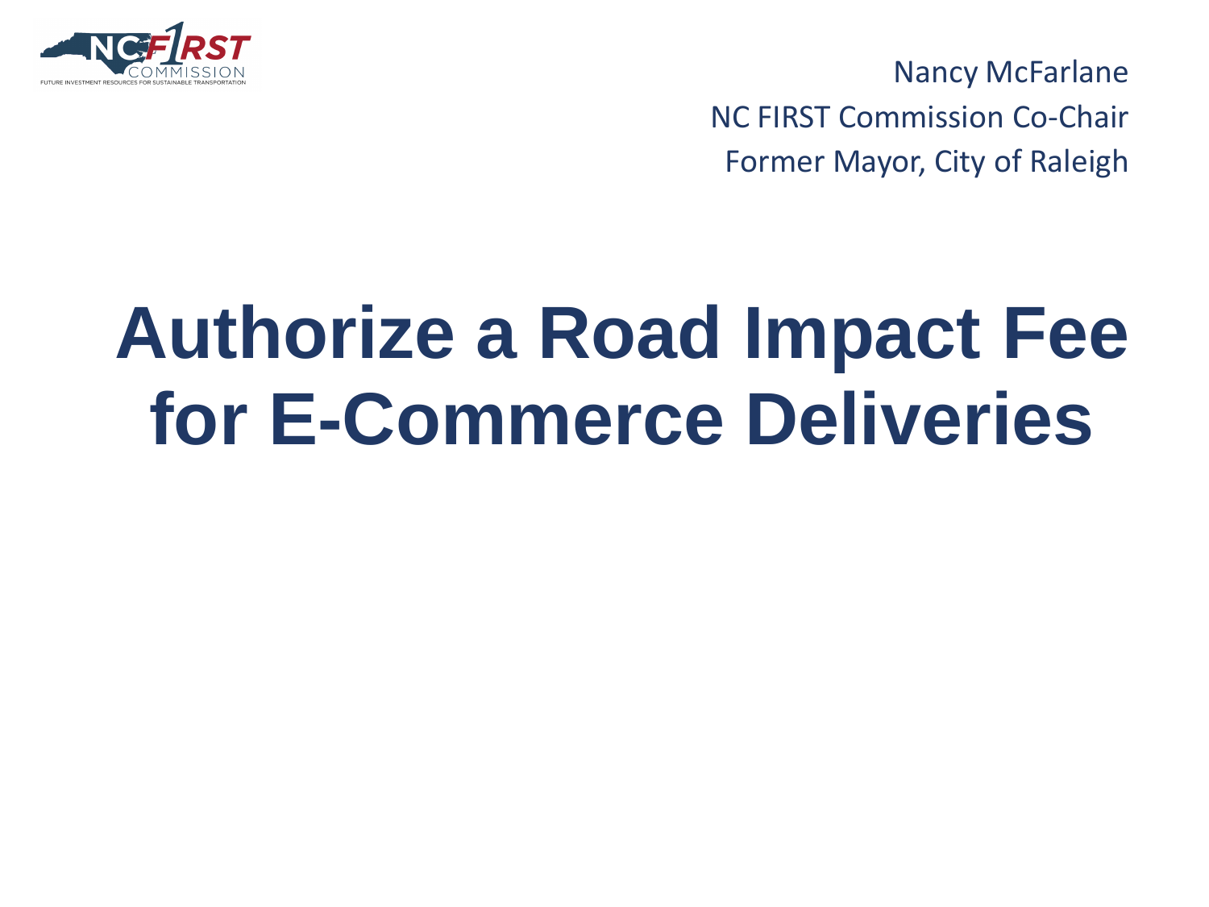Nancy McFarlane

NC FIRST Commission Co-Chair

Former Mayor, City of Raleigh

# Authorize a Road Impact Fee for E-Commerce Deliveries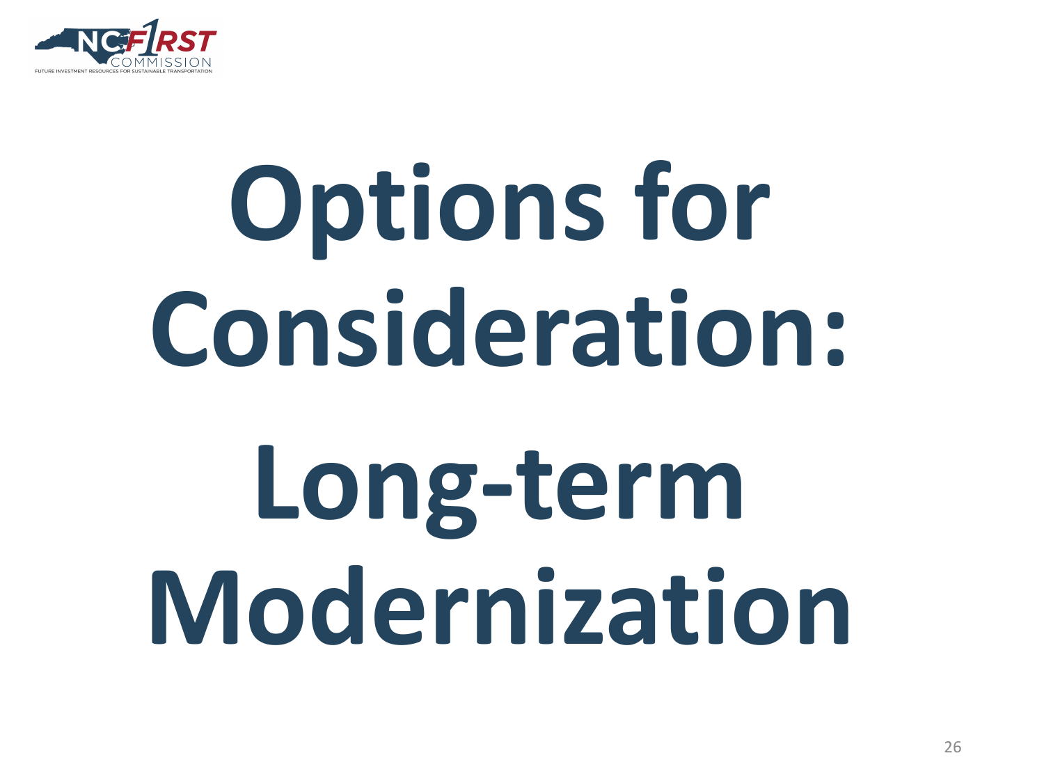# Options for Consideration: Long-term Modernization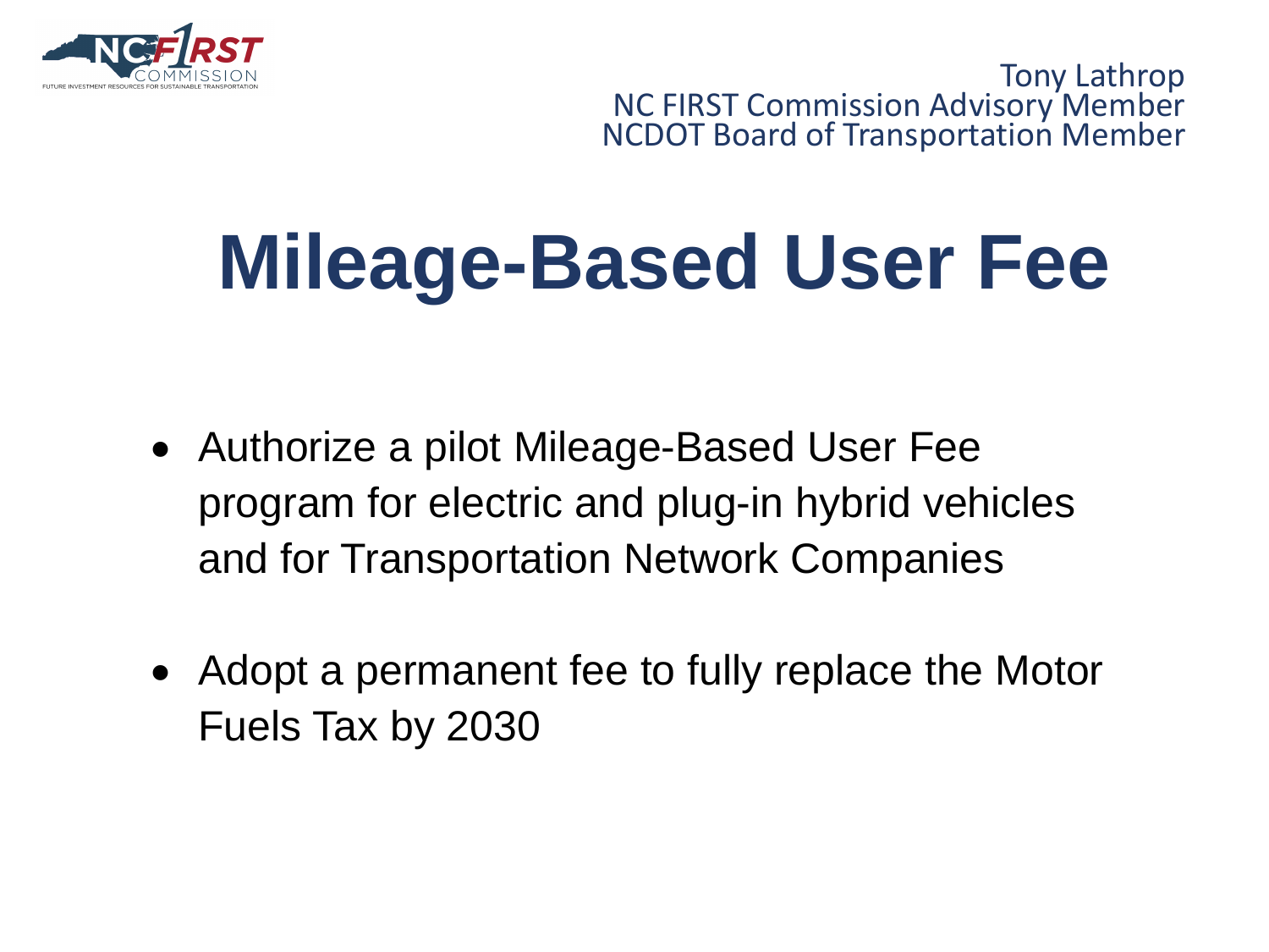Tony Lathrop
NC FIRST Commission Advisory Member
NCDOT Board of Transportation Member

# Mileage-Based User Fee

- Authorize a pilot Mileage-Based User Fee program for electric and plug-in hybrid vehicles and for Transportation Network Companies

- Adopt a permanent fee to fully replace the Motor Fuels Tax by 2030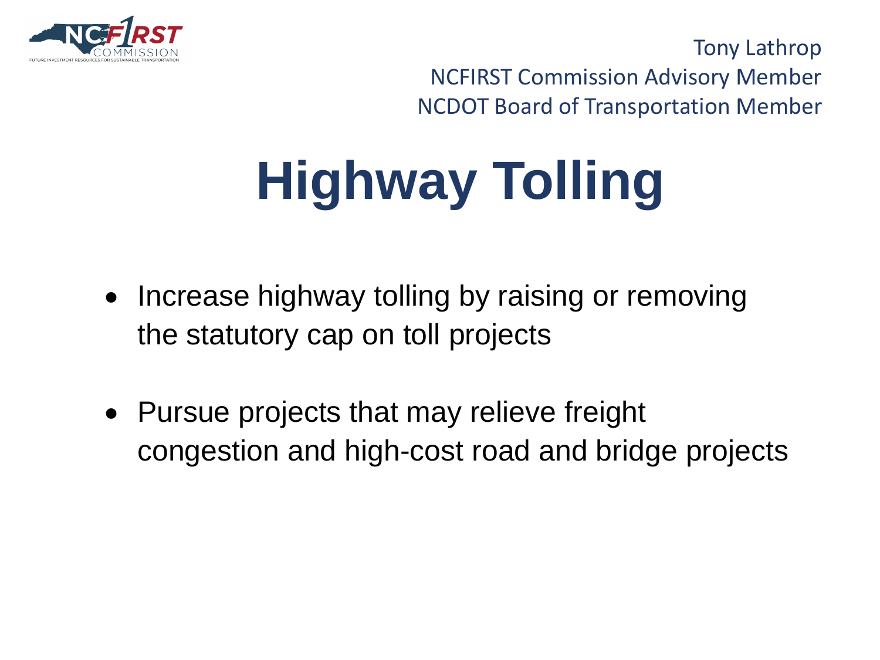Tony Lathrop
NCFIRST Commission Advisory Member
NCDOT Board of Transportation Member

# Highway Tolling

- Increase highway tolling by raising or removing the statutory cap on toll projects

- Pursue projects that may relieve freight congestion and high-cost road and bridge projects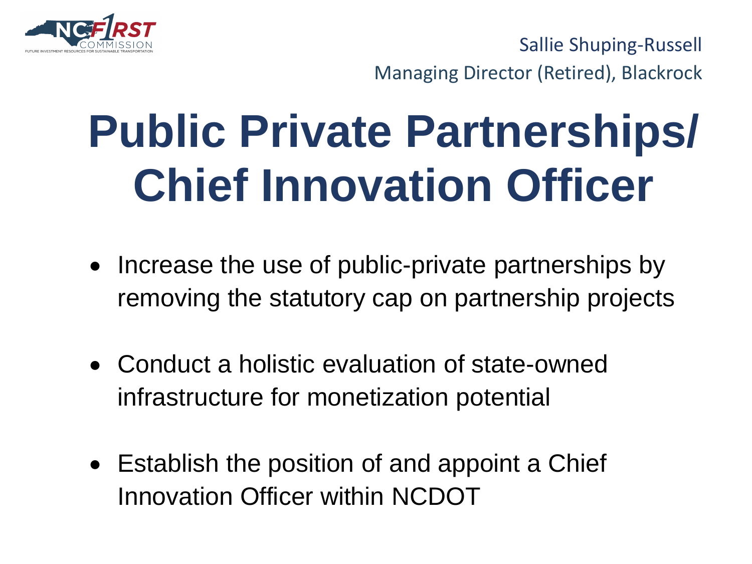Sallie Shuping-Russell

Managing Director (Retired), Blackrock

# Public Private Partnerships/ Chief Innovation Officer

- Increase the use of public-private partnerships by removing the statutory cap on partnership projects
- Conduct a holistic evaluation of state-owned infrastructure for monetization potential
- Establish the position of and appoint a Chief Innovation Officer within NCDOT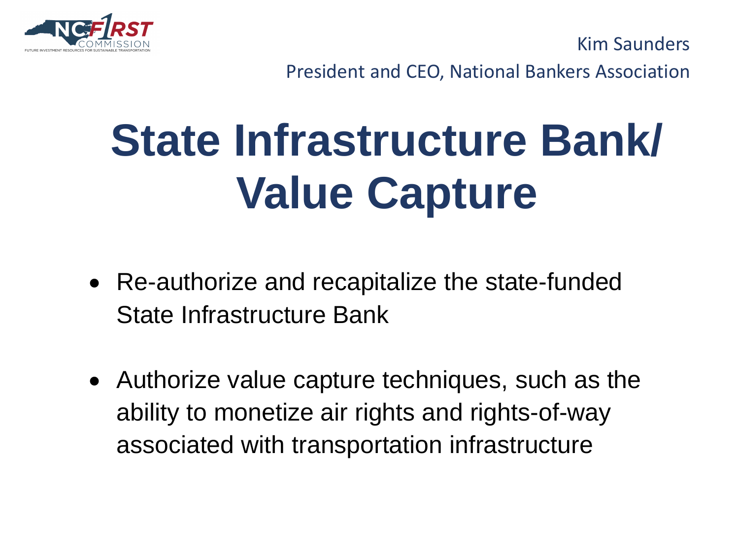Kim Saunders

President and CEO, National Bankers Association

# State Infrastructure Bank/ Value Capture

- Re-authorize and recapitalize the state-funded State Infrastructure Bank
- Authorize value capture techniques, such as the ability to monetize air rights and rights-of-way associated with transportation infrastructure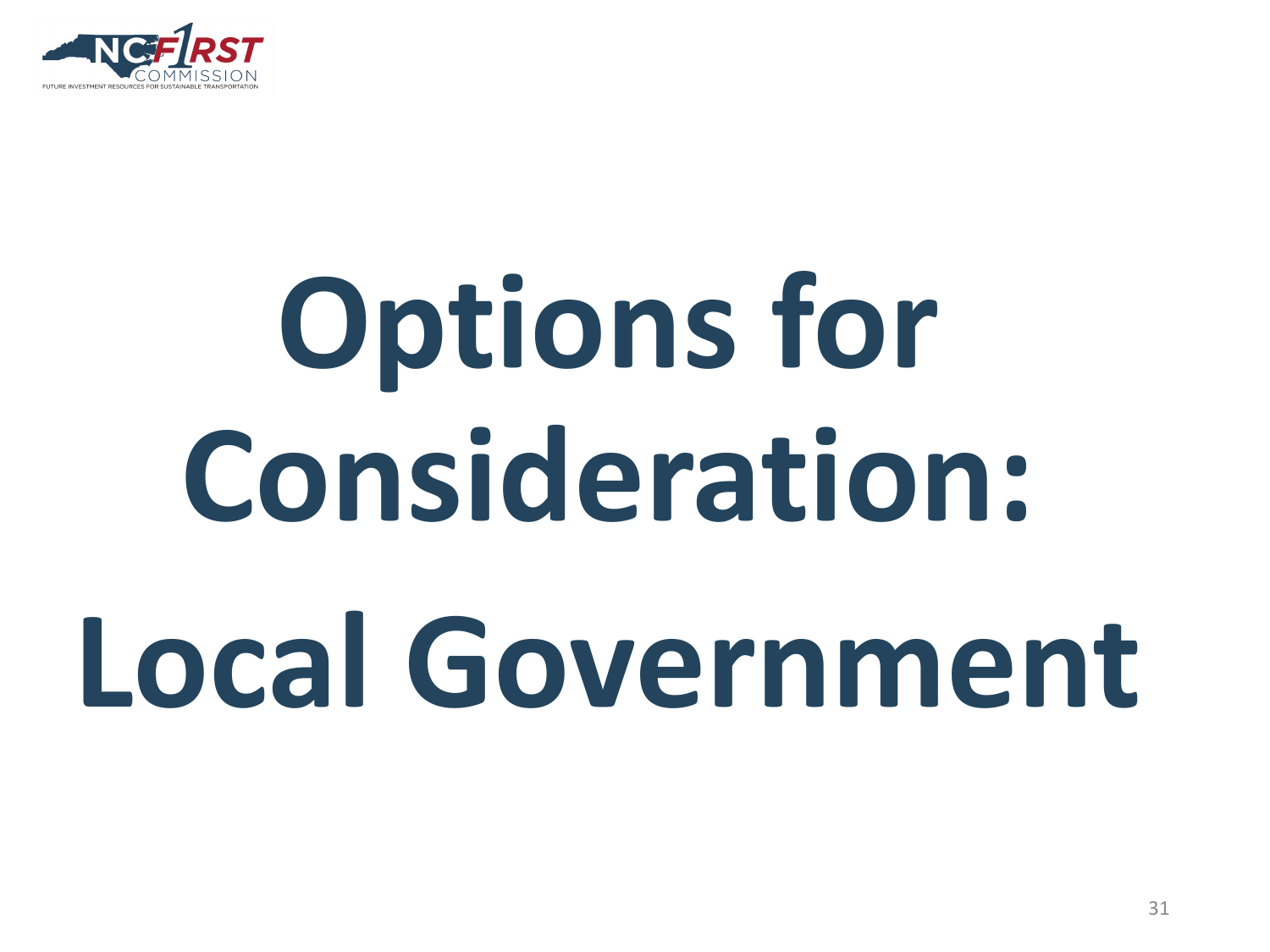# Options for Consideration: Local Government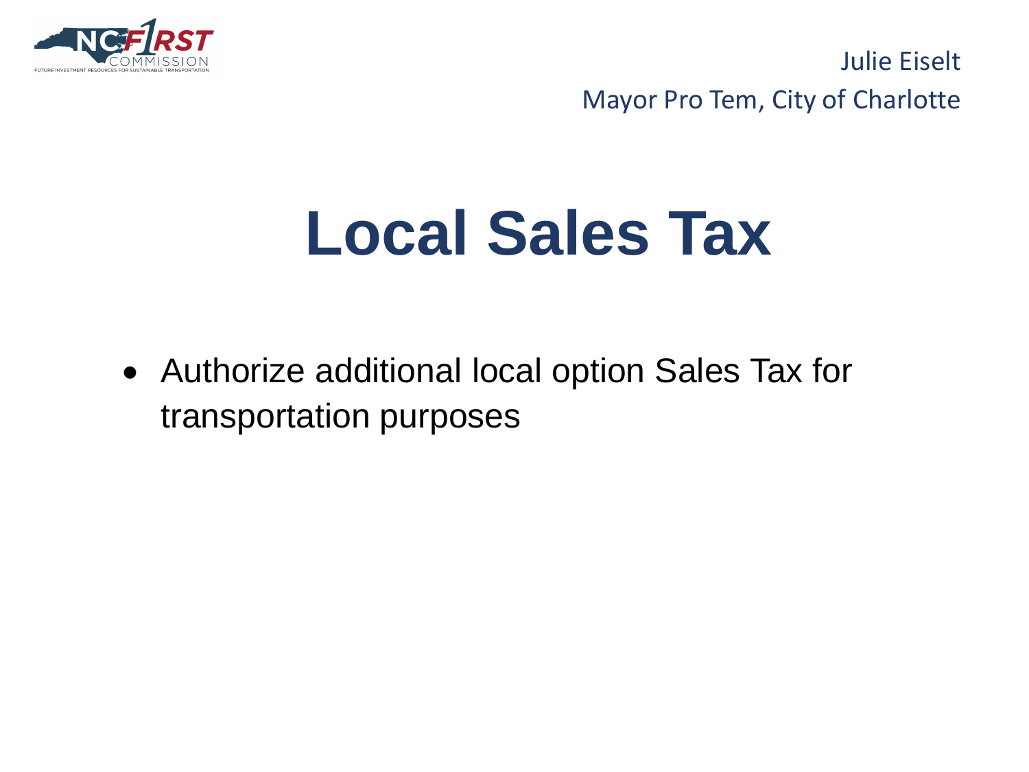Julie Eiselt

Mayor Pro Tem, City of Charlotte

# Local Sales Tax

- Authorize additional local option Sales Tax for transportation purposes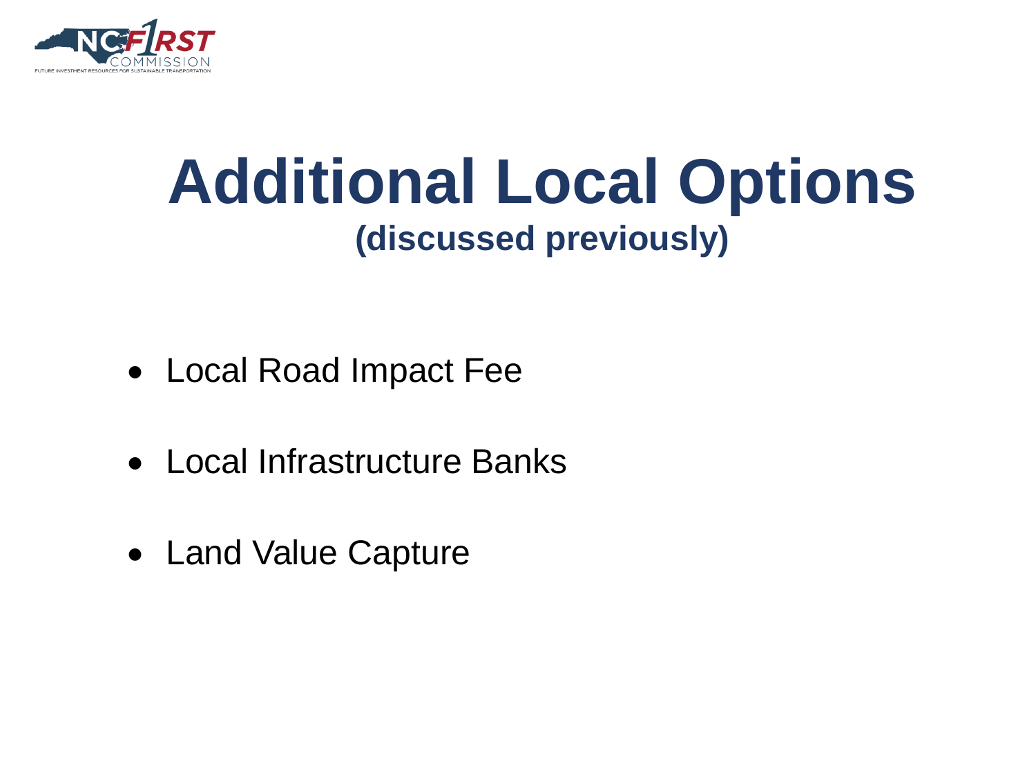# Additional Local Options

**(discussed previously)**

- Local Road Impact Fee
- Local Infrastructure Banks
- Land Value Capture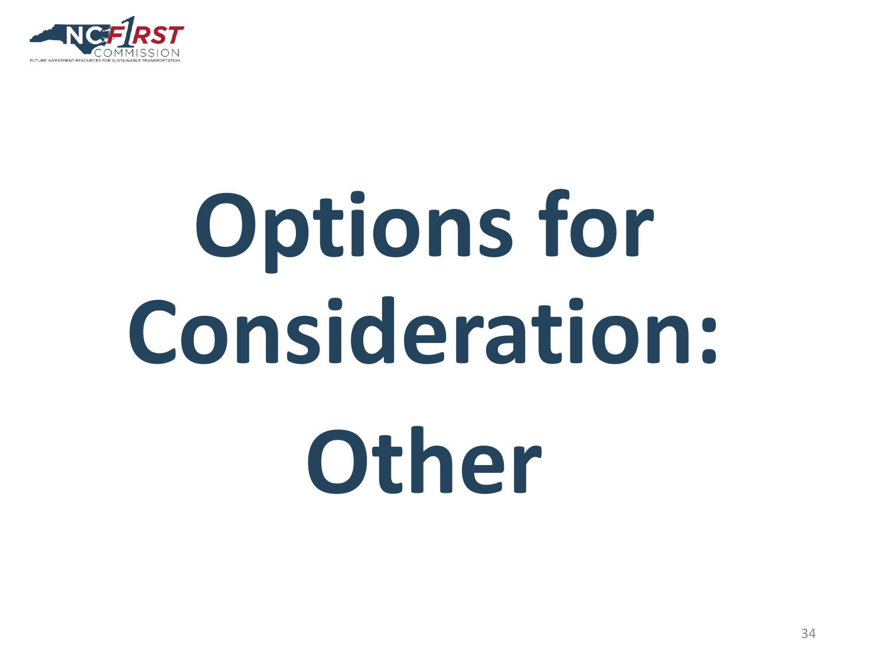# Options for Consideration: Other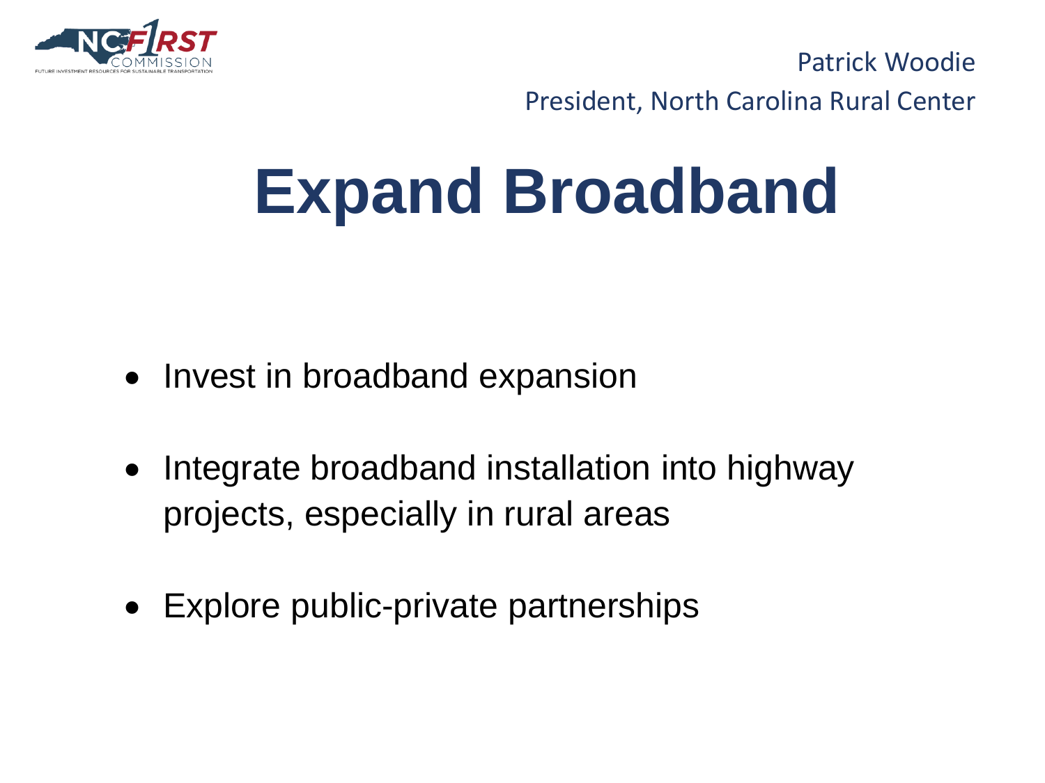Patrick Woodie

President, North Carolina Rural Center

# Expand Broadband

- Invest in broadband expansion
- Integrate broadband installation into highway projects, especially in rural areas
- Explore public-private partnerships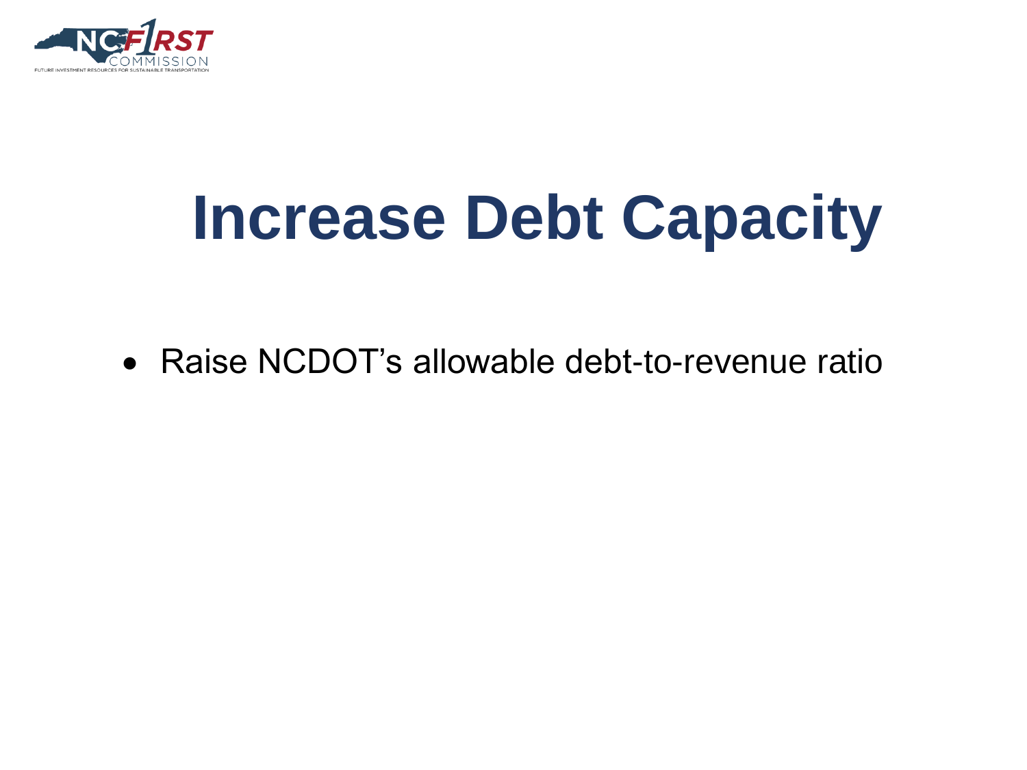# Increase Debt Capacity

- Raise NCDOT's allowable debt-to-revenue ratio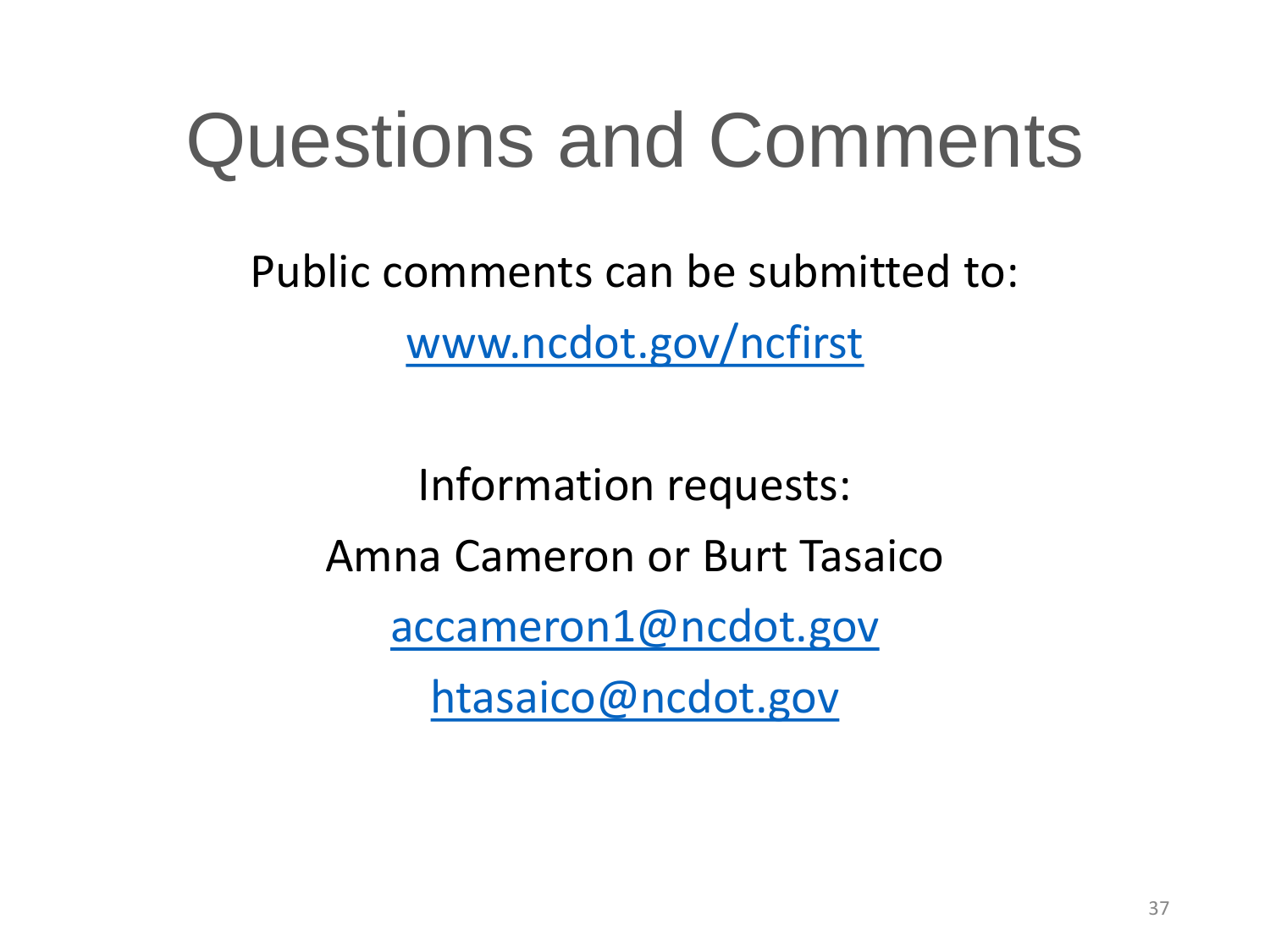# Questions and Comments

Public comments can be submitted to:

www.ncdot.gov/ncfirst

Information requests:

Amna Cameron or Burt Tasaico

accameron1@ncdot.gov

htasaico@ncdot.gov